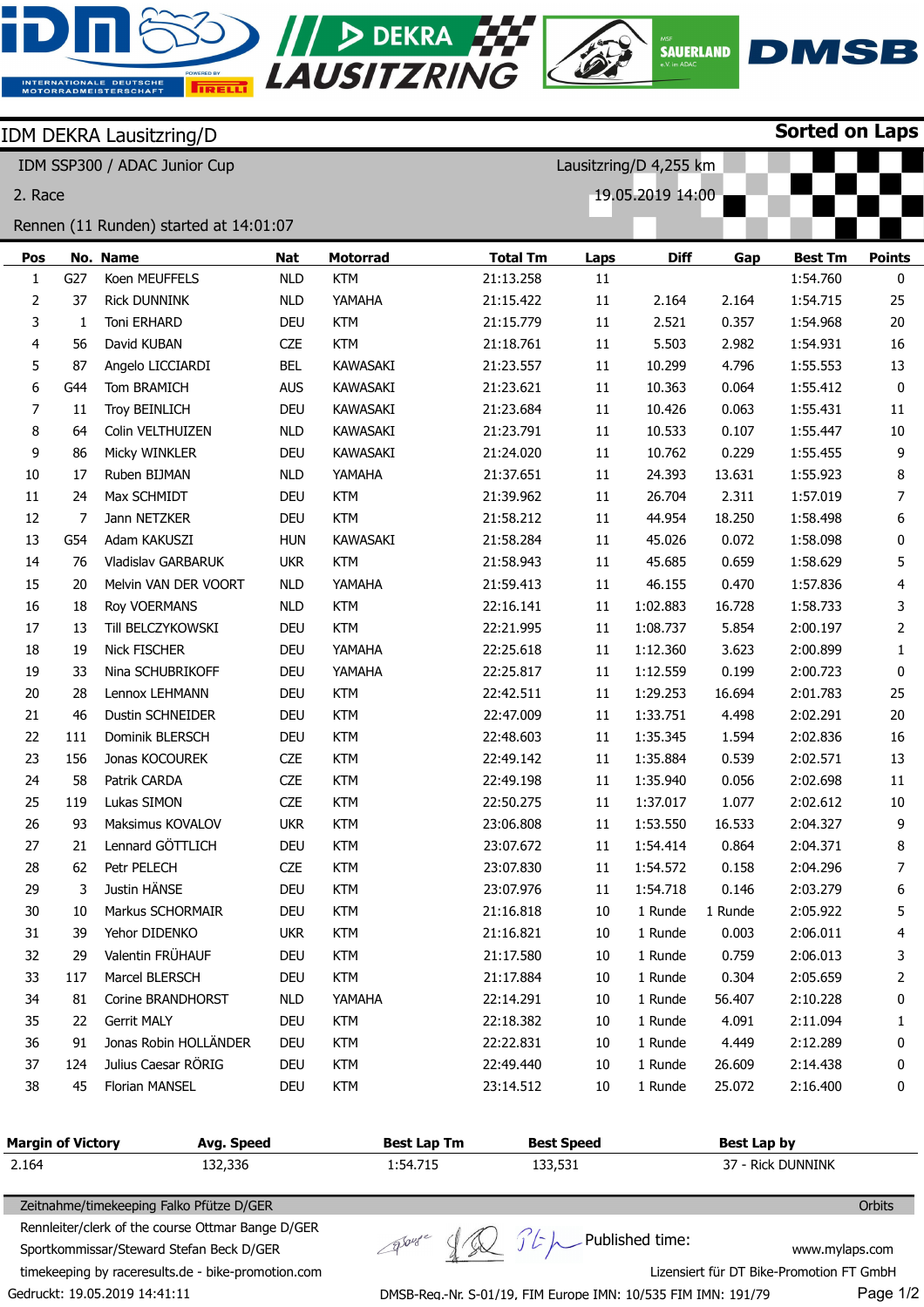# IDM DEKRA Lausitzring/D

**Sorted on Laps**

IDM SSP300 / ADAC Junior Cup

2. Race

Rennen (11 Runden) started at 14:01:07

Lausitzring/D 4,255 km

19.05.2019 14:00

| Pos | No. | Name | Nat | Motorrad | Total Tm | Laps | Diff | Gap | Best Tm | Points |
|---|---|---|---|---|---|---|---|---|---|---|
| 1 | G27 | Koen MEUFFELS | NLD | KTM | 21:13.258 | 11 | | | 1:54.760 | 0 |
| 2 | 37 | Rick DUNNINK | NLD | YAMAHA | 21:15.422 | 11 | 2.164 | 2.164 | 1:54.715 | 25 |
| 3 | 1 | Toni ERHARD | DEU | KTM | 21:15.779 | 11 | 2.521 | 0.357 | 1:54.968 | 20 |
| 4 | 56 | David KUBAN | CZE | KTM | 21:18.761 | 11 | 5.503 | 2.982 | 1:54.931 | 16 |
| 5 | 87 | Angelo LICCIARDI | BEL | KAWASAKI | 21:23.557 | 11 | 10.299 | 4.796 | 1:55.553 | 13 |
| 6 | G44 | Tom BRAMICH | AUS | KAWASAKI | 21:23.621 | 11 | 10.363 | 0.064 | 1:55.412 | 0 |
| 7 | 11 | Troy BEINLICH | DEU | KAWASAKI | 21:23.684 | 11 | 10.426 | 0.063 | 1:55.431 | 11 |
| 8 | 64 | Colin VELTHUIZEN | NLD | KAWASAKI | 21:23.791 | 11 | 10.533 | 0.107 | 1:55.447 | 10 |
| 9 | 86 | Micky WINKLER | DEU | KAWASAKI | 21:24.020 | 11 | 10.762 | 0.229 | 1:55.455 | 9 |
| 10 | 17 | Ruben BIJMAN | NLD | YAMAHA | 21:37.651 | 11 | 24.393 | 13.631 | 1:55.923 | 8 |
| 11 | 24 | Max SCHMIDT | DEU | KTM | 21:39.962 | 11 | 26.704 | 2.311 | 1:57.019 | 7 |
| 12 | 7 | Jann NETZKER | DEU | KTM | 21:58.212 | 11 | 44.954 | 18.250 | 1:58.498 | 6 |
| 13 | G54 | Adam KAKUSZI | HUN | KAWASAKI | 21:58.284 | 11 | 45.026 | 0.072 | 1:58.098 | 0 |
| 14 | 76 | Vladislav GARBARUK | UKR | KTM | 21:58.943 | 11 | 45.685 | 0.659 | 1:58.629 | 5 |
| 15 | 20 | Melvin VAN DER VOORT | NLD | YAMAHA | 21:59.413 | 11 | 46.155 | 0.470 | 1:57.836 | 4 |
| 16 | 18 | Roy VOERMANS | NLD | KTM | 22:16.141 | 11 | 1:02.883 | 16.728 | 1:58.733 | 3 |
| 17 | 13 | Till BELCZYKOWSKI | DEU | KTM | 22:21.995 | 11 | 1:08.737 | 5.854 | 2:00.197 | 2 |
| 18 | 19 | Nick FISCHER | DEU | YAMAHA | 22:25.618 | 11 | 1:12.360 | 3.623 | 2:00.899 | 1 |
| 19 | 33 | Nina SCHUBRIKOFF | DEU | YAMAHA | 22:25.817 | 11 | 1:12.559 | 0.199 | 2:00.723 | 0 |
| 20 | 28 | Lennox LEHMANN | DEU | KTM | 22:42.511 | 11 | 1:29.253 | 16.694 | 2:01.783 | 25 |
| 21 | 46 | Dustin SCHNEIDER | DEU | KTM | 22:47.009 | 11 | 1:33.751 | 4.498 | 2:02.291 | 20 |
| 22 | 111 | Dominik BLERSCH | DEU | KTM | 22:48.603 | 11 | 1:35.345 | 1.594 | 2:02.836 | 16 |
| 23 | 156 | Jonas KOCOUREK | CZE | KTM | 22:49.142 | 11 | 1:35.884 | 0.539 | 2:02.571 | 13 |
| 24 | 58 | Patrik CARDA | CZE | KTM | 22:49.198 | 11 | 1:35.940 | 0.056 | 2:02.698 | 11 |
| 25 | 119 | Lukas SIMON | CZE | KTM | 22:50.275 | 11 | 1:37.017 | 1.077 | 2:02.612 | 10 |
| 26 | 93 | Maksimus KOVALOV | UKR | KTM | 23:06.808 | 11 | 1:53.550 | 16.533 | 2:04.327 | 9 |
| 27 | 21 | Lennard GÖTTLICH | DEU | KTM | 23:07.672 | 11 | 1:54.414 | 0.864 | 2:04.371 | 8 |
| 28 | 62 | Petr PELECH | CZE | KTM | 23:07.830 | 11 | 1:54.572 | 0.158 | 2:04.296 | 7 |
| 29 | 3 | Justin HÄNSE | DEU | KTM | 23:07.976 | 11 | 1:54.718 | 0.146 | 2:03.279 | 6 |
| 30 | 10 | Markus SCHORMAIR | DEU | KTM | 21:16.818 | 10 | 1 Runde | 1 Runde | 2:05.922 | 5 |
| 31 | 39 | Yehor DIDENKO | UKR | KTM | 21:16.821 | 10 | 1 Runde | 0.003 | 2:06.011 | 4 |
| 32 | 29 | Valentin FRÜHAUF | DEU | KTM | 21:17.580 | 10 | 1 Runde | 0.759 | 2:06.013 | 3 |
| 33 | 117 | Marcel BLERSCH | DEU | KTM | 21:17.884 | 10 | 1 Runde | 0.304 | 2:05.659 | 2 |
| 34 | 81 | Corine BRANDHORST | NLD | YAMAHA | 22:14.291 | 10 | 1 Runde | 56.407 | 2:10.228 | 0 |
| 35 | 22 | Gerrit MALY | DEU | KTM | 22:18.382 | 10 | 1 Runde | 4.091 | 2:11.094 | 1 |
| 36 | 91 | Jonas Robin HOLLÄNDER | DEU | KTM | 22:22.831 | 10 | 1 Runde | 4.449 | 2:12.289 | 0 |
| 37 | 124 | Julius Caesar RÖRIG | DEU | KTM | 22:49.440 | 10 | 1 Runde | 26.609 | 2:14.438 | 0 |
| 38 | 45 | Florian MANSEL | DEU | KTM | 23:14.512 | 10 | 1 Runde | 25.072 | 2:16.400 | 0 |

| Margin of Victory | Avg. Speed | Best Lap Tm | Best Speed | Best Lap by |
|---|---|---|---|---|
| 2.164 | 132,336 | 1:54.715 | 133,531 | 37 - Rick DUNNINK |

Zeitnahme/timekeeping Falko Pfütze D/GER — Orbits

Rennleiter/clerk of the course Ottmar Bange D/GER

Sportkommissar/Steward Stefan Beck D/GER

timekeeping by raceresults.de - bike-promotion.com

Published time:

www.mylaps.com

Lizensiert für DT Bike-Promotion FT GmbH

Gedruckt: 19.05.2019 14:41:11

DMSB-Reg.-Nr. S-01/19, FIM Europe IMN: 10/535 FIM IMN: 191/79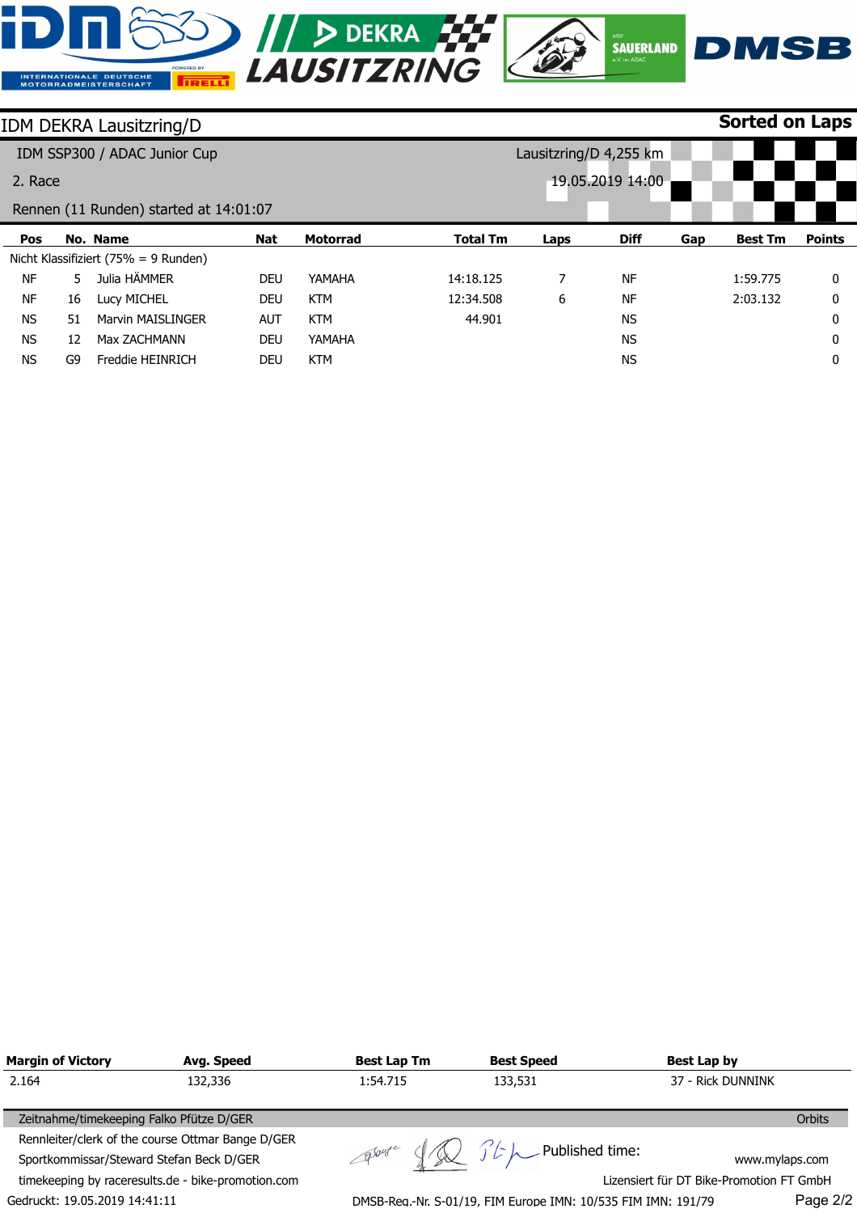IDM DEKRA Lausitzring/D

**Sorted on Laps**

IDM SSP300 / ADAC Junior Cup

2. Race

Rennen (11 Runden) started at 14:01:07

Lausitzring/D 4,255 km

19.05.2019 14:00

| Pos | No. | Name | Nat | Motorrad | Total Tm | Laps | Diff | Gap | Best Tm | Points |
|---|---|---|---|---|---|---|---|---|---|---|
| Nicht Klassifiziert (75% = 9 Runden) | | | | | | | | | | |
| NF | 5 | Julia HÄMMER | DEU | YAMAHA | 14:18.125 | 7 | NF | | 1:59.775 | 0 |
| NF | 16 | Lucy MICHEL | DEU | KTM | 12:34.508 | 6 | NF | | 2:03.132 | 0 |
| NS | 51 | Marvin MAISLINGER | AUT | KTM | 44.901 | | NS | | | 0 |
| NS | 12 | Max ZACHMANN | DEU | YAMAHA | | | NS | | | 0 |
| NS | G9 | Freddie HEINRICH | DEU | KTM | | | NS | | | 0 |

| Margin of Victory | Avg. Speed | Best Lap Tm | Best Speed | Best Lap by |
|---|---|---|---|---|
| 2.164 | 132,336 | 1:54.715 | 133,531 | 37 - Rick DUNNINK |

Zeitnahme/timekeeping Falko Pfütze D/GER

Orbits

Rennleiter/clerk of the course Ottmar Bange D/GER

Sportkommissar/Steward Stefan Beck D/GER

timekeeping by raceresults.de - bike-promotion.com

Published time:

www.mylaps.com

Lizensiert für DT Bike-Promotion FT GmbH

Gedruckt: 19.05.2019 14:41:11

DMSB-Reg.-Nr. S-01/19, FIM Europe IMN: 10/535 FIM IMN: 191/79